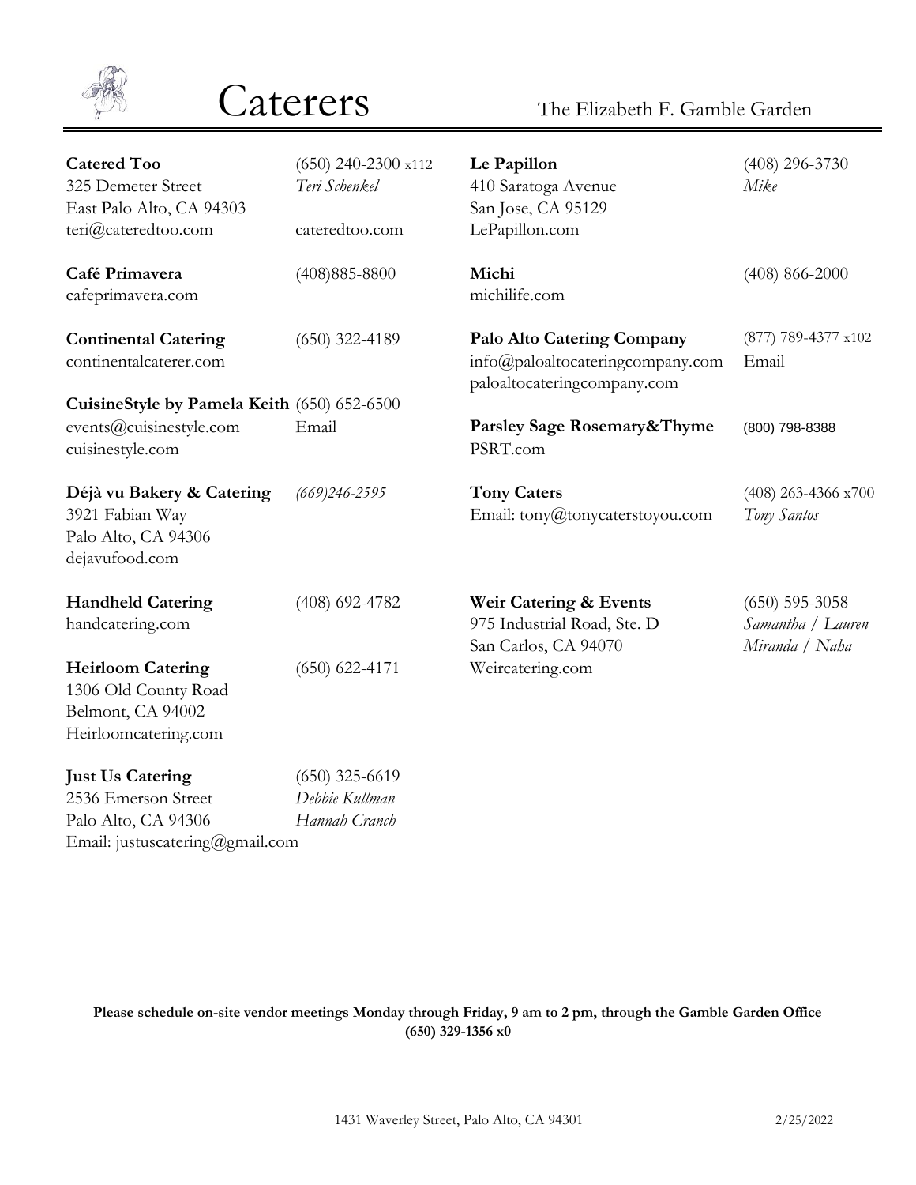# Caterers

The Elizabeth F. Gamble Garden

**Catered Too**
325 Demeter Street
East Palo Alto, CA 94303
teri@cateredtoo.com
(650) 240-2300 x112
*Teri Schenkel*
cateredtoo.com

**Café Primavera**
cafeprimavera.com
(408)885-8800

**Continental Catering**
continentalcaterer.com
(650) 322-4189

**CuisineStyle by Pamela Keith**
events@cuisinestyle.com
cuisinestyle.com
(650) 652-6500
Email

**Déjà vu Bakery & Catering**
3921 Fabian Way
Palo Alto, CA 94306
dejavufood.com
*(669)246-2595*

**Handheld Catering**
handcatering.com
(408) 692-4782

**Heirloom Catering**
1306 Old County Road
Belmont, CA 94002
Heirloomcatering.com
(650) 622-4171

**Just Us Catering**
2536 Emerson Street
Palo Alto, CA 94306
Email: justuscatering@gmail.com
(650) 325-6619
*Debbie Kullman*
*Hannah Cranch*

**Le Papillon**
410 Saratoga Avenue
San Jose, CA 95129
LePapillon.com
(408) 296-3730
*Mike*

**Michi**
michilife.com
(408) 866-2000

**Palo Alto Catering Company**
info@paloaltocateringcompany.com
paloaltocateringcompany.com
(877) 789-4377 x102
Email

**Parsley Sage Rosemary&Thyme**
PSRT.com
(800) 798-8388

**Tony Caters**
Email: tony@tonycaterstoyou.com
(408) 263-4366 x700
*Tony Santos*

**Weir Catering & Events**
975 Industrial Road, Ste. D
San Carlos, CA 94070
Weircatering.com
(650) 595-3058
*Samantha / Lauren*
*Miranda / Naha*

**Please schedule on-site vendor meetings Monday through Friday, 9 am to 2 pm, through the Gamble Garden Office (650) 329-1356 x0**

1431 Waverley Street, Palo Alto, CA 94301

2/25/2022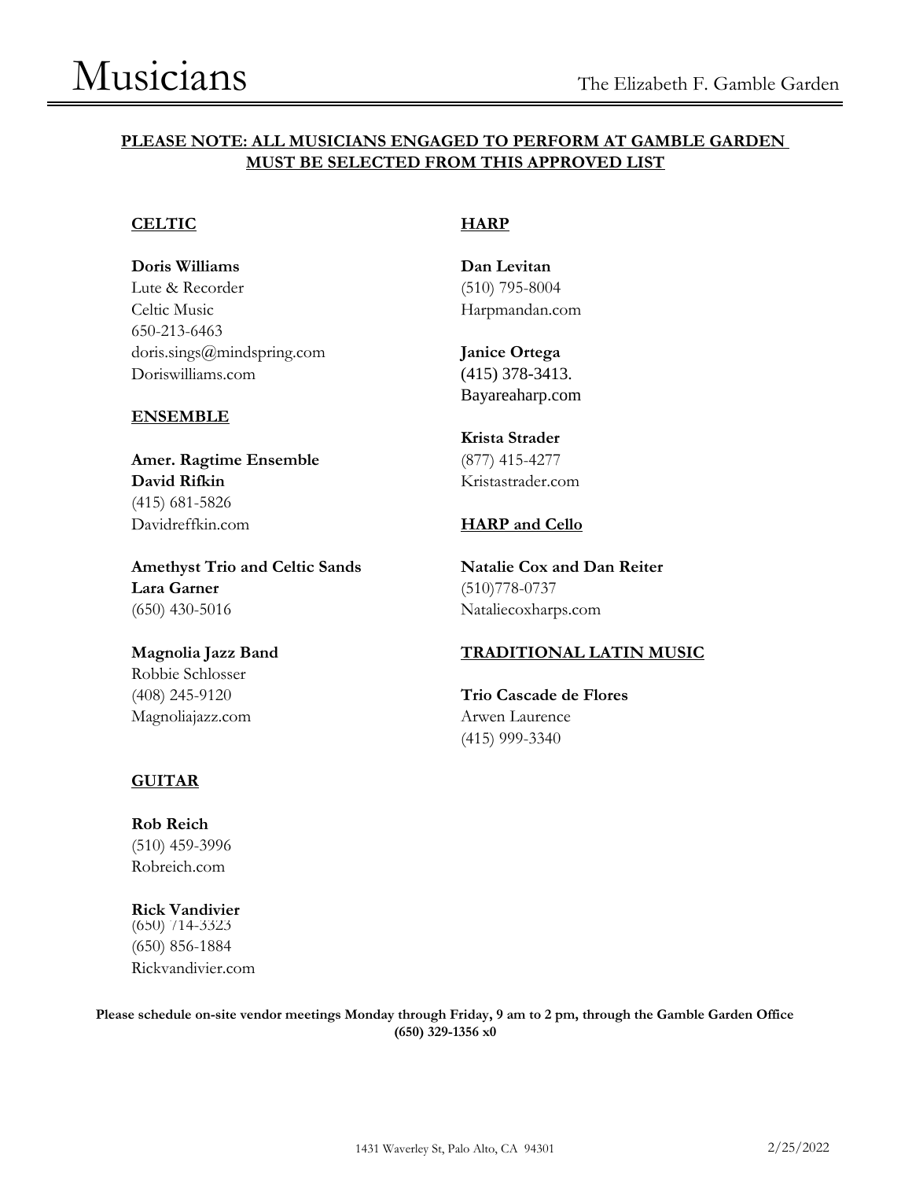# Musicians

The Elizabeth F. Gamble Garden

**PLEASE NOTE: ALL MUSICIANS ENGAGED TO PERFORM AT GAMBLE GARDEN MUST BE SELECTED FROM THIS APPROVED LIST**

## CELTIC

**Doris Williams**
Lute & Recorder
Celtic Music
650-213-6463
doris.sings@mindspring.com
Doriswilliams.com

## ENSEMBLE

**Amer. Ragtime Ensemble**
**David Rifkin**
(415) 681-5826
Davidreffkin.com

**Amethyst Trio and Celtic Sands**
**Lara Garner**
(650) 430-5016

**Magnolia Jazz Band**
Robbie Schlosser
(408) 245-9120
Magnoliajazz.com

## GUITAR

**Rob Reich**
(510) 459-3996
Robreich.com

**Rick Vandivier**
(650) 714-3323
(650) 856-1884
Rickvandivier.com

## HARP

**Dan Levitan**
(510) 795-8004
Harpmandan.com

**Janice Ortega**
(415) 378-3413.
Bayareaharp.com

**Krista Strader**
(877) 415-4277
Kristastrader.com

## HARP and Cello

**Natalie Cox and Dan Reiter**
(510)778-0737
Nataliecoxharps.com

## TRADITIONAL LATIN MUSIC

**Trio Cascade de Flores**
Arwen Laurence
(415) 999-3340

**Please schedule on-site vendor meetings Monday through Friday, 9 am to 2 pm, through the Gamble Garden Office (650) 329-1356 x0**

1431 Waverley St, Palo Alto, CA 94301

2/25/2022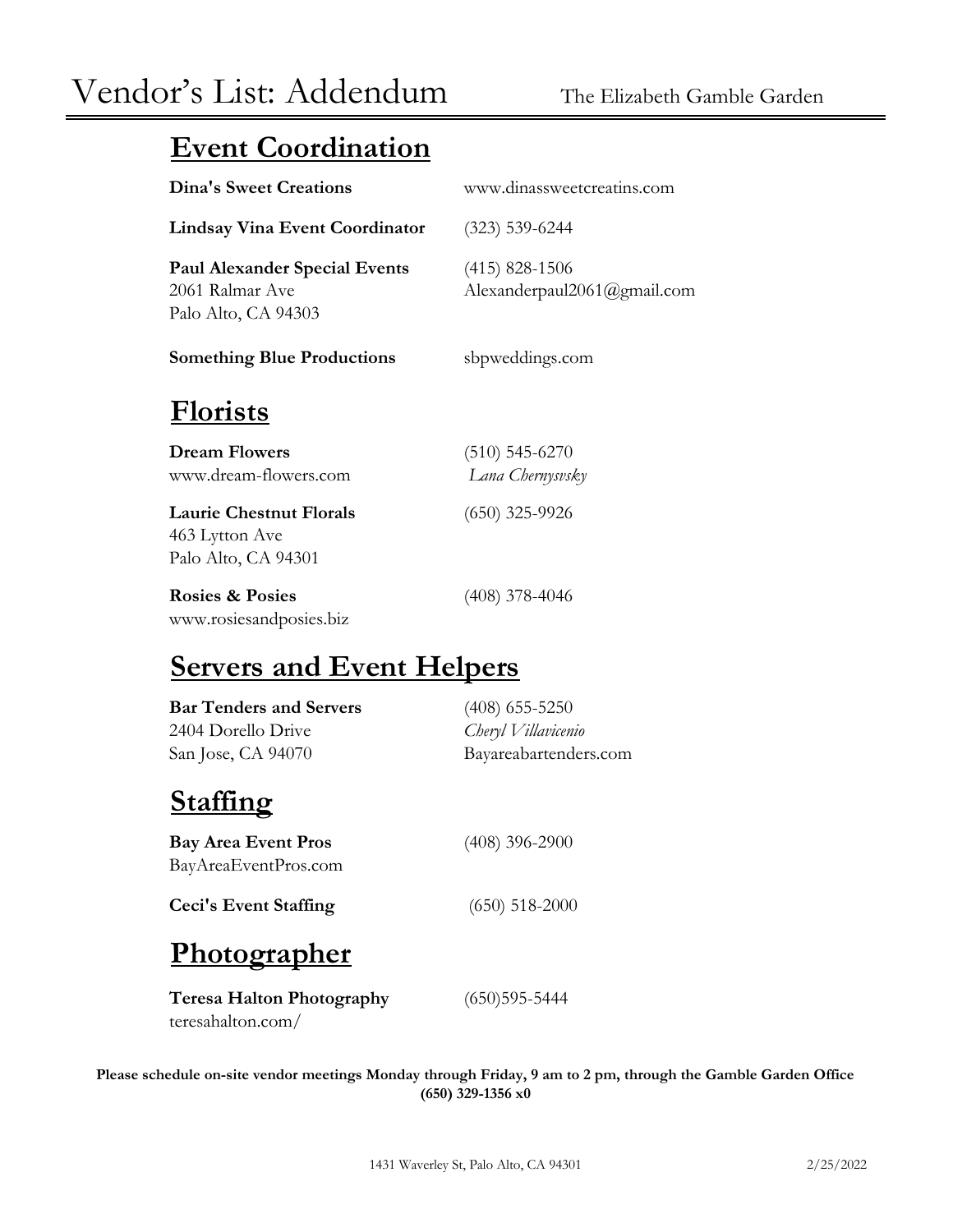# Vendor's List: Addendum

The Elizabeth Gamble Garden

## Event Coordination

**Dina's Sweet Creations** — www.dinassweetcreatins.com

**Lindsay Vina Event Coordinator** — (323) 539-6244

**Paul Alexander Special Events**
2061 Ralmar Ave
Palo Alto, CA 94303
(415) 828-1506
Alexanderpaul2061@gmail.com

**Something Blue Productions** — sbpweddings.com

## Florists

**Dream Flowers**
www.dream-flowers.com
(510) 545-6270
*Lana Chernysvsky*

**Laurie Chestnut Florals**
463 Lytton Ave
Palo Alto, CA 94301
(650) 325-9926

**Rosies & Posies**
www.rosiesandposies.biz
(408) 378-4046

## Servers and Event Helpers

**Bar Tenders and Servers**
2404 Dorello Drive
San Jose, CA 94070
(408) 655-5250
*Cheryl Villavicenio*
Bayareabartenders.com

## Staffing

**Bay Area Event Pros**
BayAreaEventPros.com
(408) 396-2900

**Ceci's Event Staffing** — (650) 518-2000

## Photographer

**Teresa Halton Photography**
teresahalton.com/
(650)595-5444

**Please schedule on-site vendor meetings Monday through Friday, 9 am to 2 pm, through the Gamble Garden Office (650) 329-1356 x0**

1431 Waverley St, Palo Alto, CA 94301

2/25/2022